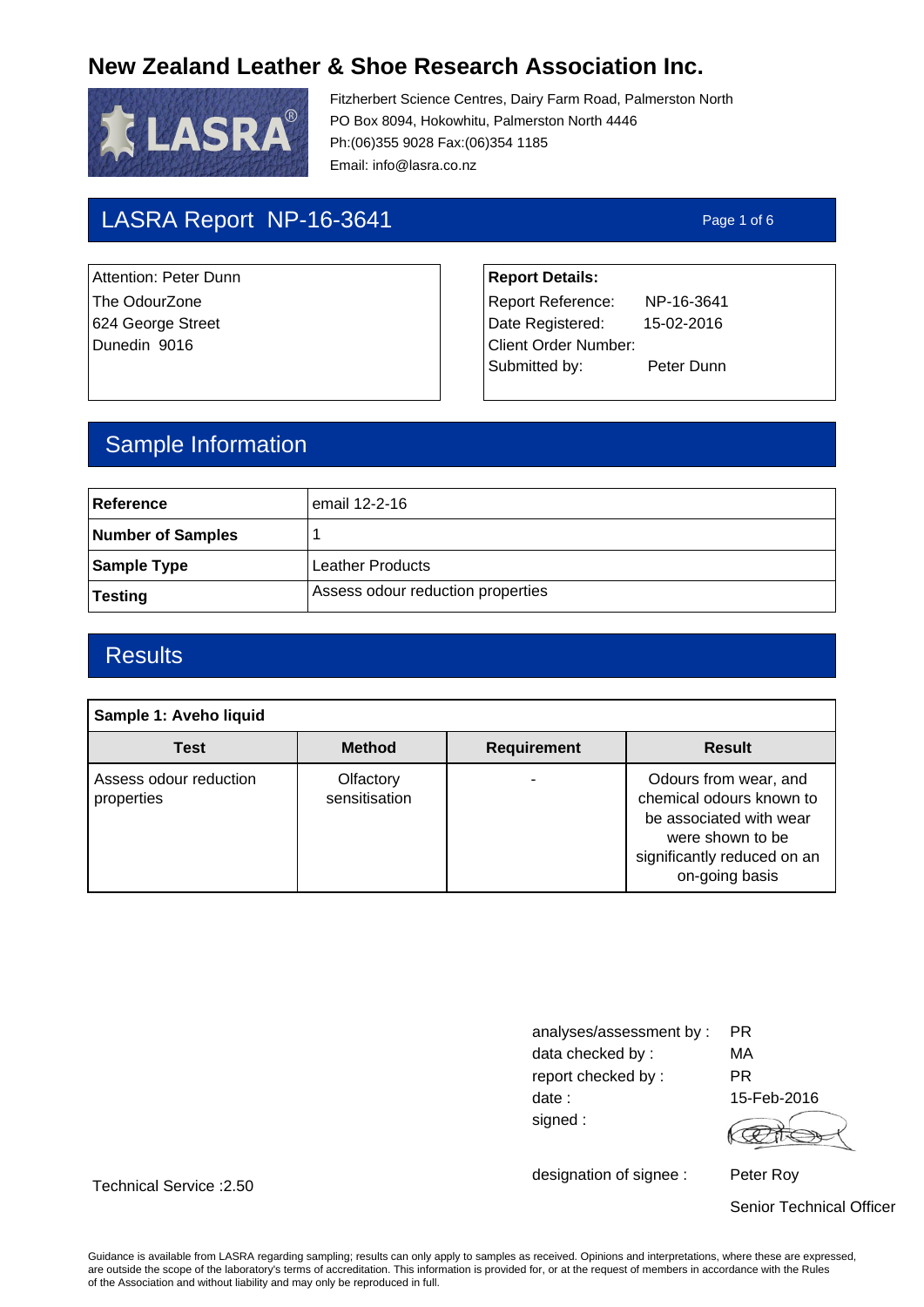# New Zealand Leather & Shoe Research Association Inc.

Fitzherbert Science Centres, Dairy Farm Road, Palmerston North
PO Box 8094, Hokowhitu, Palmerston North 4446
Ph:(06)355 9028 Fax:(06)354 1185
Email: info@lasra.co.nz

## LASRA Report NP-16-3641

Attention: Peter Dunn
The OdourZone
624 George Street
Dunedin 9016

**Report Details:**
Report Reference: NP-16-3641
Date Registered: 15-02-2016
Client Order Number:
Submitted by: Peter Dunn

## Sample Information

| | |
|---|---|
| **Reference** | email 12-2-16 |
| **Number of Samples** | 1 |
| **Sample Type** | Leather Products |
| **Testing** | Assess odour reduction properties |

## Results

**Sample 1: Aveho liquid**

| Test | Method | Requirement | Result |
|---|---|---|---|
| Assess odour reduction properties | Olfactory sensitisation | - | Odours from wear, and chemical odours known to be associated with wear were shown to be significantly reduced on an on-going basis |

analyses/assessment by : PR
data checked by : MA
report checked by : PR
date : 15-Feb-2016
signed :

designation of signee : Peter Roy
Senior Technical Officer

Technical Service :2.50

Guidance is available from LASRA regarding sampling; results can only apply to samples as received. Opinions and interpretations, where these are expressed, are outside the scope of the laboratory's terms of accreditation. This information is provided for, or at the request of members in accordance with the Rules of the Association and without liability and may only be reproduced in full.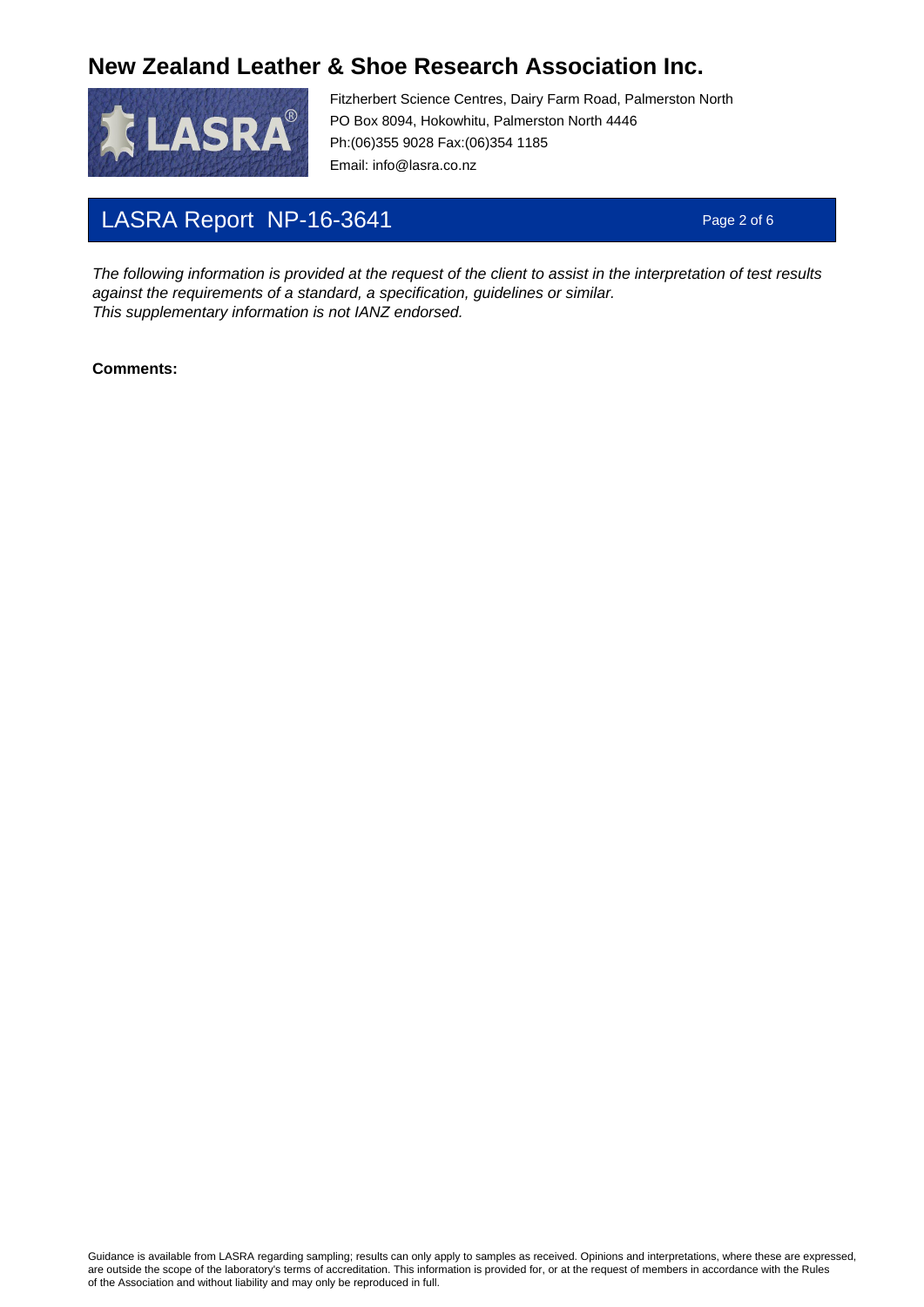The following information is provided at the request of the client to assist in the interpretation of test results against the requirements of a standard, a specification, guidelines or similar.
This supplementary information is not IANZ endorsed.

**Comments:**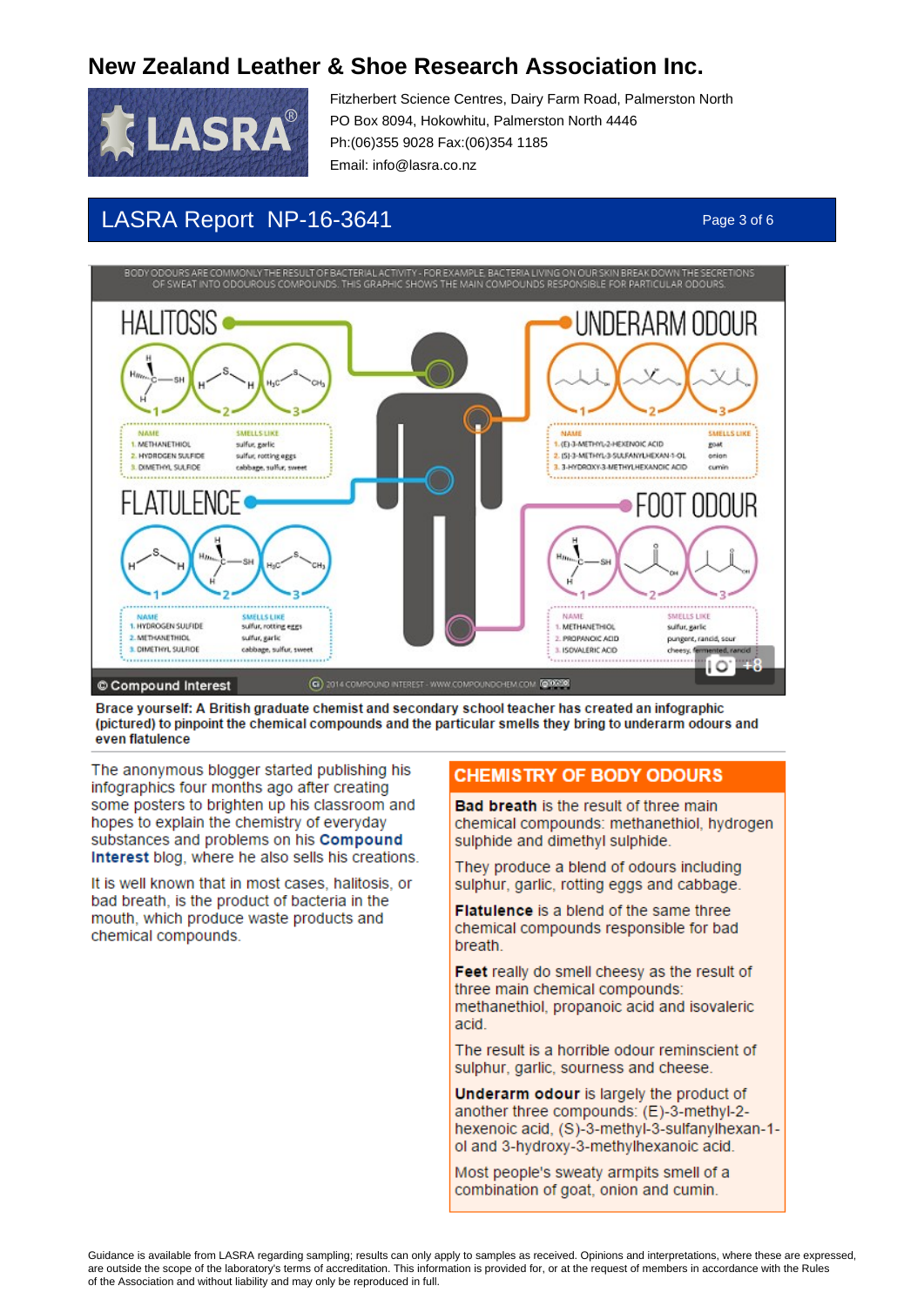# New Zealand Leather & Shoe Research Association Inc.

Fitzherbert Science Centres, Dairy Farm Road, Palmerston North
PO Box 8094, Hokowhitu, Palmerston North 4446
Ph:(06)355 9028 Fax:(06)354 1185
Email: info@lasra.co.nz

## LASRA Report NP-16-3641

BODY ODOURS ARE COMMONLY THE RESULT OF BACTERIAL ACTIVITY - FOR EXAMPLE, BACTERIA LIVING ON OUR SKIN BREAK DOWN THE SECRETIONS OF SWEAT INTO ODOUROUS COMPOUNDS. THIS GRAPHIC SHOWS THE MAIN COMPOUNDS RESPONSIBLE FOR PARTICULAR ODOURS.

### HALITOSIS

| NAME | SMELLS LIKE |
|---|---|
| 1. METHANETHIOL | sulfur, garlic |
| 2. HYDROGEN SULFIDE | sulfur, rotting eggs |
| 3. DIMETHYL SULFIDE | cabbage, sulfur, sweet |

### UNDERARM ODOUR

| NAME | SMELLS LIKE |
|---|---|
| 1. (E)-3-METHYL-2-HEXENOIC ACID | goat |
| 2. (S)-3-METHYL-3-SULFANYLHEXAN-1-OL | onion |
| 3. 3-HYDROXY-3-METHYLHEXANOIC ACID | cumin |

### FLATULENCE

| NAME | SMELLS LIKE |
|---|---|
| 1. HYDROGEN SULFIDE | sulfur, rotting eggs |
| 2. METHANETHIOL | sulfur, garlic |
| 3. DIMETHYL SULFIDE | cabbage, sulfur, sweet |

### FOOT ODOUR

| NAME | SMELLS LIKE |
|---|---|
| 1. METHANETHIOL | sulfur, garlic |
| 2. PROPANOIC ACID | pungent, rancid, sour |
| 3. ISOVALERIC ACID | cheesy, fermented, rancid |

© Compound Interest — © 2014 COMPOUND INTEREST - WWW.COMPOUNDCHEM.COM

**Brace yourself: A British graduate chemist and secondary school teacher has created an infographic (pictured) to pinpoint the chemical compounds and the particular smells they bring to underarm odours and even flatulence**

The anonymous blogger started publishing his infographics four months ago after creating some posters to brighten up his classroom and hopes to explain the chemistry of everyday substances and problems on his **Compound Interest** blog, where he also sells his creations.

It is well known that in most cases, halitosis, or bad breath, is the product of bacteria in the mouth, which produce waste products and chemical compounds.

### CHEMISTRY OF BODY ODOURS

**Bad breath** is the result of three main chemical compounds: methanethiol, hydrogen sulphide and dimethyl sulphide.

They produce a blend of odours including sulphur, garlic, rotting eggs and cabbage.

**Flatulence** is a blend of the same three chemical compounds responsible for bad breath.

**Feet** really do smell cheesy as the result of three main chemical compounds: methanethiol, propanoic acid and isovaleric acid.

The result is a horrible odour reminscient of sulphur, garlic, sourness and cheese.

**Underarm odour** is largely the product of another three compounds: (E)-3-methyl-2-hexenoic acid, (S)-3-methyl-3-sulfanylhexan-1-ol and 3-hydroxy-3-methylhexanoic acid.

Most people's sweaty armpits smell of a combination of goat, onion and cumin.

Guidance is available from LASRA regarding sampling; results can only apply to samples as received. Opinions and interpretations, where these are expressed, are outside the scope of the laboratory's terms of accreditation. This information is provided for, or at the request of members in accordance with the Rules of the Association and without liability and may only be reproduced in full.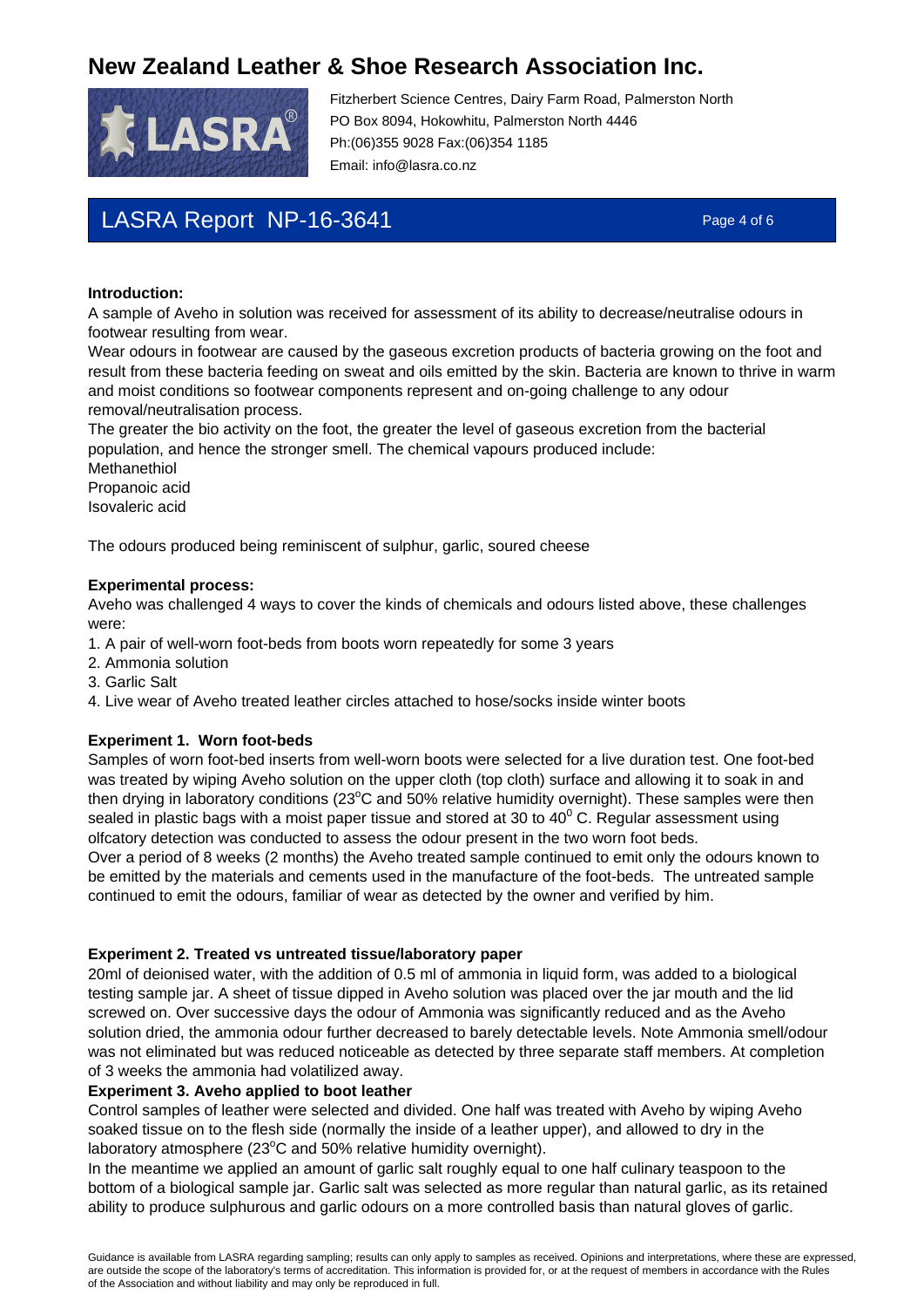**Introduction:**

A sample of Aveho in solution was received for assessment of its ability to decrease/neutralise odours in footwear resulting from wear.

Wear odours in footwear are caused by the gaseous excretion products of bacteria growing on the foot and result from these bacteria feeding on sweat and oils emitted by the skin. Bacteria are known to thrive in warm and moist conditions so footwear components represent and on-going challenge to any odour removal/neutralisation process.

The greater the bio activity on the foot, the greater the level of gaseous excretion from the bacterial population, and hence the stronger smell. The chemical vapours produced include:

Methanethiol
Propanoic acid
Isovaleric acid

The odours produced being reminiscent of sulphur, garlic, soured cheese

**Experimental process:**

Aveho was challenged 4 ways to cover the kinds of chemicals and odours listed above, these challenges were:

1. A pair of well-worn foot-beds from boots worn repeatedly for some 3 years
2. Ammonia solution
3. Garlic Salt
4. Live wear of Aveho treated leather circles attached to hose/socks inside winter boots

**Experiment 1. Worn foot-beds**

Samples of worn foot-bed inserts from well-worn boots were selected for a live duration test. One foot-bed was treated by wiping Aveho solution on the upper cloth (top cloth) surface and allowing it to soak in and then drying in laboratory conditions (23°C and 50% relative humidity overnight). These samples were then sealed in plastic bags with a moist paper tissue and stored at 30 to 40° C. Regular assessment using olfcatory detection was conducted to assess the odour present in the two worn foot beds.

Over a period of 8 weeks (2 months) the Aveho treated sample continued to emit only the odours known to be emitted by the materials and cements used in the manufacture of the foot-beds. The untreated sample continued to emit the odours, familiar of wear as detected by the owner and verified by him.

**Experiment 2. Treated vs untreated tissue/laboratory paper**

20ml of deionised water, with the addition of 0.5 ml of ammonia in liquid form, was added to a biological testing sample jar. A sheet of tissue dipped in Aveho solution was placed over the jar mouth and the lid screwed on. Over successive days the odour of Ammonia was significantly reduced and as the Aveho solution dried, the ammonia odour further decreased to barely detectable levels. Note Ammonia smell/odour was not eliminated but was reduced noticeable as detected by three separate staff members. At completion of 3 weeks the ammonia had volatilized away.

**Experiment 3. Aveho applied to boot leather**

Control samples of leather were selected and divided. One half was treated with Aveho by wiping Aveho soaked tissue on to the flesh side (normally the inside of a leather upper), and allowed to dry in the laboratory atmosphere (23°C and 50% relative humidity overnight).

In the meantime we applied an amount of garlic salt roughly equal to one half culinary teaspoon to the bottom of a biological sample jar. Garlic salt was selected as more regular than natural garlic, as its retained ability to produce sulphurous and garlic odours on a more controlled basis than natural gloves of garlic.

Guidance is available from LASRA regarding sampling; results can only apply to samples as received. Opinions and interpretations, where these are expressed, are outside the scope of the laboratory's terms of accreditation. This information is provided for, or at the request of members in accordance with the Rules of the Association and without liability and may only be reproduced in full.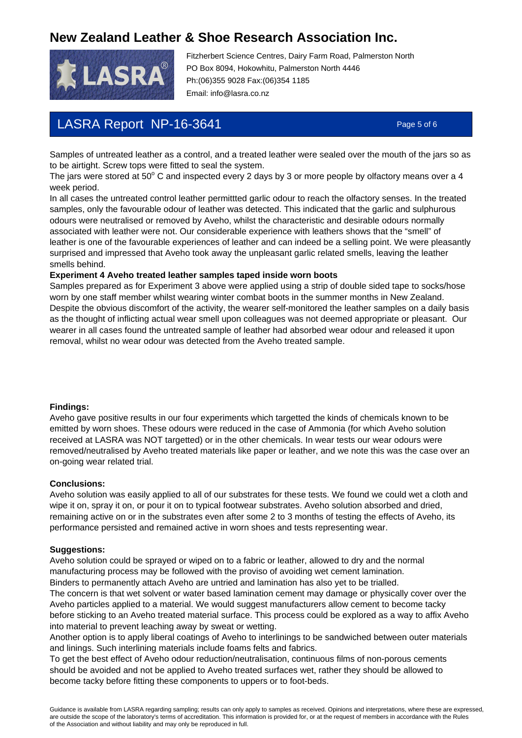Samples of untreated leather as a control, and a treated leather were sealed over the mouth of the jars so as to be airtight. Screw tops were fitted to seal the system.
The jars were stored at 50$^{o}$ C and inspected every 2 days by 3 or more people by olfactory means over a 4 week period.
In all cases the untreated control leather permittted garlic odour to reach the olfactory senses. In the treated samples, only the favourable odour of leather was detected. This indicated that the garlic and sulphurous odours were neutralised or removed by Aveho, whilst the characteristic and desirable odours normally associated with leather were not. Our considerable experience with leathers shows that the "smell" of leather is one of the favourable experiences of leather and can indeed be a selling point. We were pleasantly surprised and impressed that Aveho took away the unpleasant garlic related smells, leaving the leather smells behind.

**Experiment 4 Aveho treated leather samples taped inside worn boots**

Samples prepared as for Experiment 3 above were applied using a strip of double sided tape to socks/hose worn by one staff member whilst wearing winter combat boots in the summer months in New Zealand. Despite the obvious discomfort of the activity, the wearer self-monitored the leather samples on a daily basis as the thought of inflicting actual wear smell upon colleagues was not deemed appropriate or pleasant. Our wearer in all cases found the untreated sample of leather had absorbed wear odour and released it upon removal, whilst no wear odour was detected from the Aveho treated sample.

**Findings:**

Aveho gave positive results in our four experiments which targetted the kinds of chemicals known to be emitted by worn shoes. These odours were reduced in the case of Ammonia (for which Aveho solution received at LASRA was NOT targetted) or in the other chemicals. In wear tests our wear odours were removed/neutralised by Aveho treated materials like paper or leather, and we note this was the case over an on-going wear related trial.

**Conclusions:**

Aveho solution was easily applied to all of our substrates for these tests. We found we could wet a cloth and wipe it on, spray it on, or pour it on to typical footwear substrates. Aveho solution absorbed and dried, remaining active on or in the substrates even after some 2 to 3 months of testing the effects of Aveho, its performance persisted and remained active in worn shoes and tests representing wear.

**Suggestions:**

Aveho solution could be sprayed or wiped on to a fabric or leather, allowed to dry and the normal manufacturing process may be followed with the proviso of avoiding wet cement lamination.
Binders to permanently attach Aveho are untried and lamination has also yet to be trialled.
The concern is that wet solvent or water based lamination cement may damage or physically cover over the Aveho particles applied to a material. We would suggest manufacturers allow cement to become tacky before sticking to an Aveho treated material surface. This process could be explored as a way to affix Aveho into material to prevent leaching away by sweat or wetting.
Another option is to apply liberal coatings of Aveho to interlinings to be sandwiched between outer materials and linings. Such interlining materials include foams felts and fabrics.
To get the best effect of Aveho odour reduction/neutralisation, continuous films of non-porous cements should be avoided and not be applied to Aveho treated surfaces wet, rather they should be allowed to become tacky before fitting these components to uppers or to foot-beds.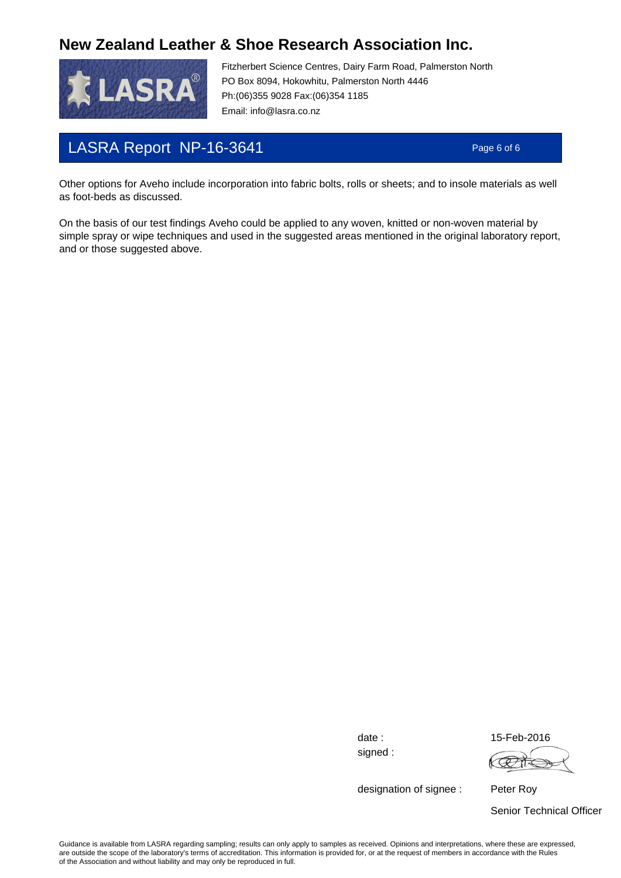Other options for Aveho include incorporation into fabric bolts, rolls or sheets; and to insole materials as well as foot-beds as discussed.

On the basis of our test findings Aveho could be applied to any woven, knitted or non-woven material by simple spray or wipe techniques and used in the suggested areas mentioned in the original laboratory report, and or those suggested above.

date : 15-Feb-2016

signed :

designation of signee : Peter Roy

Senior Technical Officer

Guidance is available from LASRA regarding sampling; results can only apply to samples as received. Opinions and interpretations, where these are expressed, are outside the scope of the laboratory's terms of accreditation. This information is provided for, or at the request of members in accordance with the Rules of the Association and without liability and may only be reproduced in full.